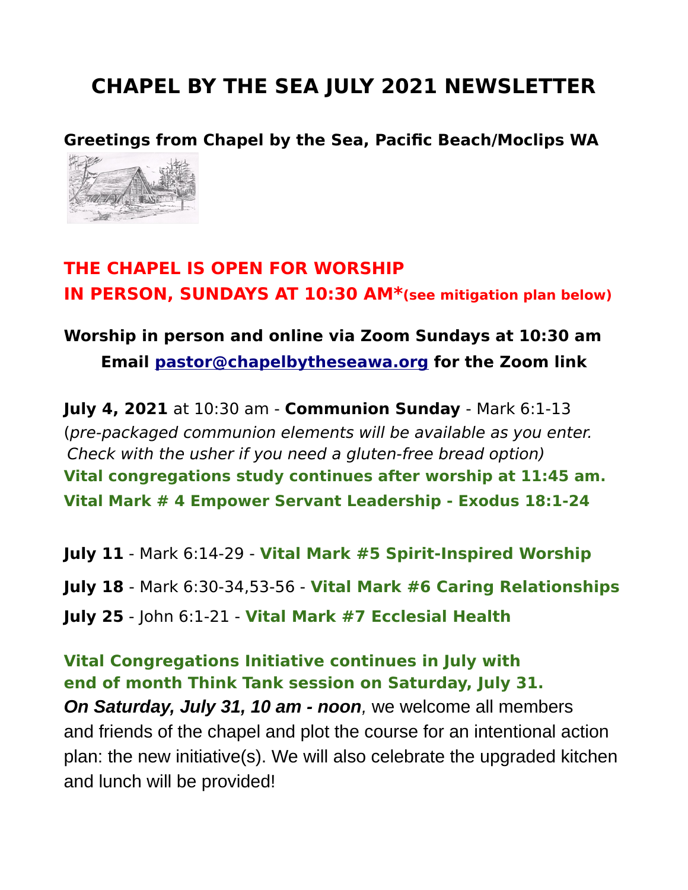# CHAPEL BY THE SEA JULY 2021 NEWSLETTER

**Greetings from Chapel by the Sea, Pacific Beach/Moclips WA**

**THE CHAPEL IS OPEN FOR WORSHIP**
**IN PERSON, SUNDAYS AT 10:30 AM*(see mitigation plan below)**

**Worship in person and online via Zoom Sundays at 10:30 am**
**Email pastor@chapelbytheseawa.org for the Zoom link**

**July 4, 2021** at 10:30 am - **Communion Sunday** - Mark 6:1-13
(*pre-packaged communion elements will be available as you enter. Check with the usher if you need a gluten-free bread option)*
**Vital congregations study continues after worship at 11:45 am.**
**Vital Mark # 4 Empower Servant Leadership - Exodus 18:1-24**

**July 11** - Mark 6:14-29 - **Vital Mark #5 Spirit-Inspired Worship**

**July 18** - Mark 6:30-34,53-56 - **Vital Mark #6 Caring Relationships**

**July 25** - John 6:1-21 - **Vital Mark #7 Ecclesial Health**

**Vital Congregations Initiative continues in July with end of month Think Tank session on Saturday, July 31.**
***On Saturday, July 31, 10 am - noon***, we welcome all members and friends of the chapel and plot the course for an intentional action plan: the new initiative(s). We will also celebrate the upgraded kitchen and lunch will be provided!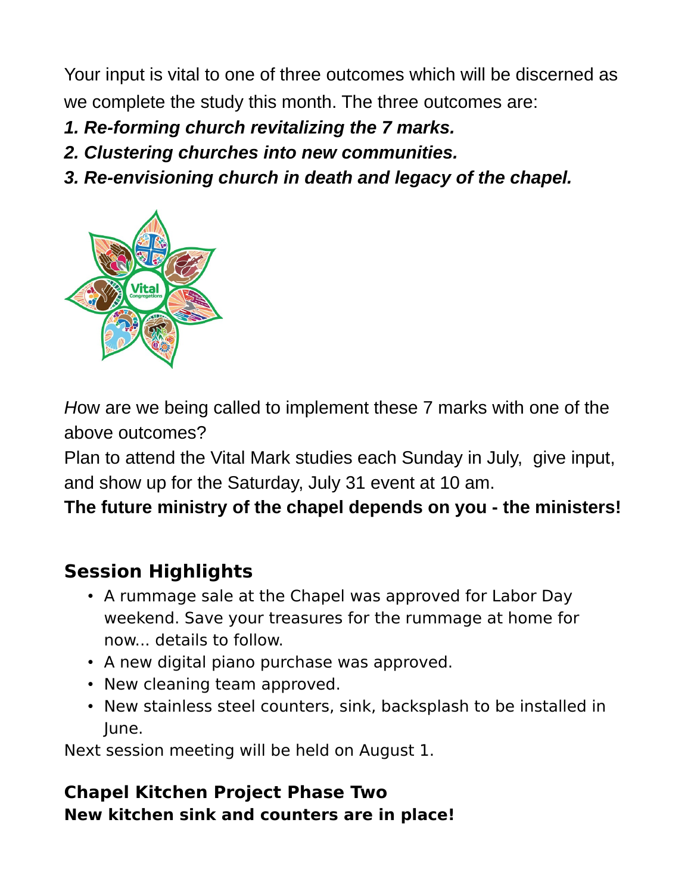Your input is vital to one of three outcomes which will be discerned as we complete the study this month. The three outcomes are:

***1. Re-forming church revitalizing the 7 marks.***
***2. Clustering churches into new communities.***
***3. Re-envisioning church in death and legacy of the chapel.***

*H*ow are we being called to implement these 7 marks with one of the above outcomes?

Plan to attend the Vital Mark studies each Sunday in July, give input, and show up for the Saturday, July 31 event at 10 am.

**The future ministry of the chapel depends on you - the ministers!**

## Session Highlights

- A rummage sale at the Chapel was approved for Labor Day weekend. Save your treasures for the rummage at home for now... details to follow.
- A new digital piano purchase was approved.
- New cleaning team approved.
- New stainless steel counters, sink, backsplash to be installed in June.

Next session meeting will be held on August 1.

## Chapel Kitchen Project Phase Two

**New kitchen sink and counters are in place!**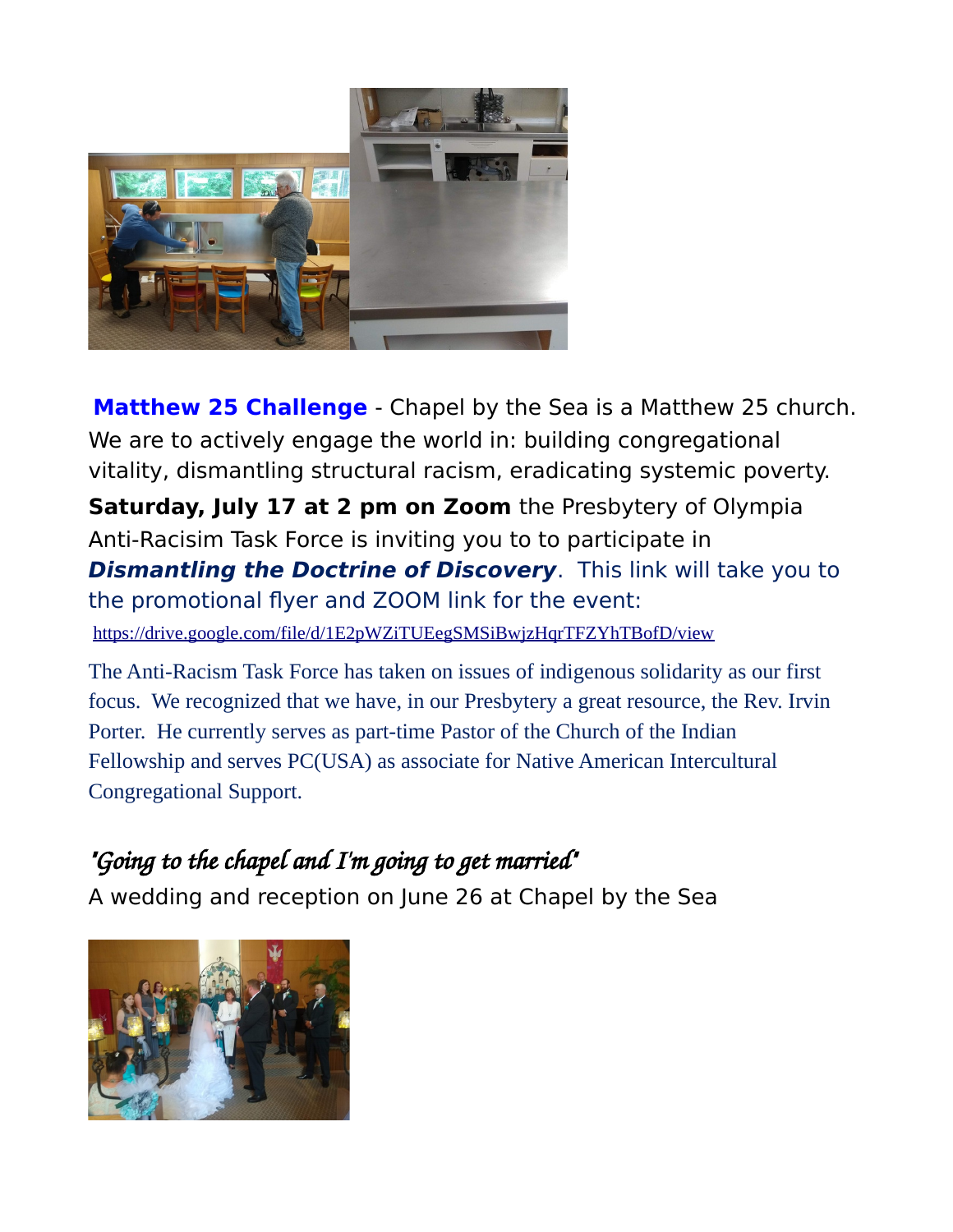**Matthew 25 Challenge** - Chapel by the Sea is a Matthew 25 church. We are to actively engage the world in: building congregational vitality, dismantling structural racism, eradicating systemic poverty.

**Saturday, July 17 at 2 pm on Zoom** the Presbytery of Olympia Anti-Racisim Task Force is inviting you to to participate in ***Dismantling the Doctrine of Discovery***. This link will take you to the promotional flyer and ZOOM link for the event:

https://drive.google.com/file/d/1E2pWZiTUEegSMSiBwjzHqrTFZYhTBofD/view

The Anti-Racism Task Force has taken on issues of indigenous solidarity as our first focus. We recognized that we have, in our Presbytery a great resource, the Rev. Irvin Porter. He currently serves as part-time Pastor of the Church of the Indian Fellowship and serves PC(USA) as associate for Native American Intercultural Congregational Support.

## *"Going to the chapel and I'm going to get married"*

A wedding and reception on June 26 at Chapel by the Sea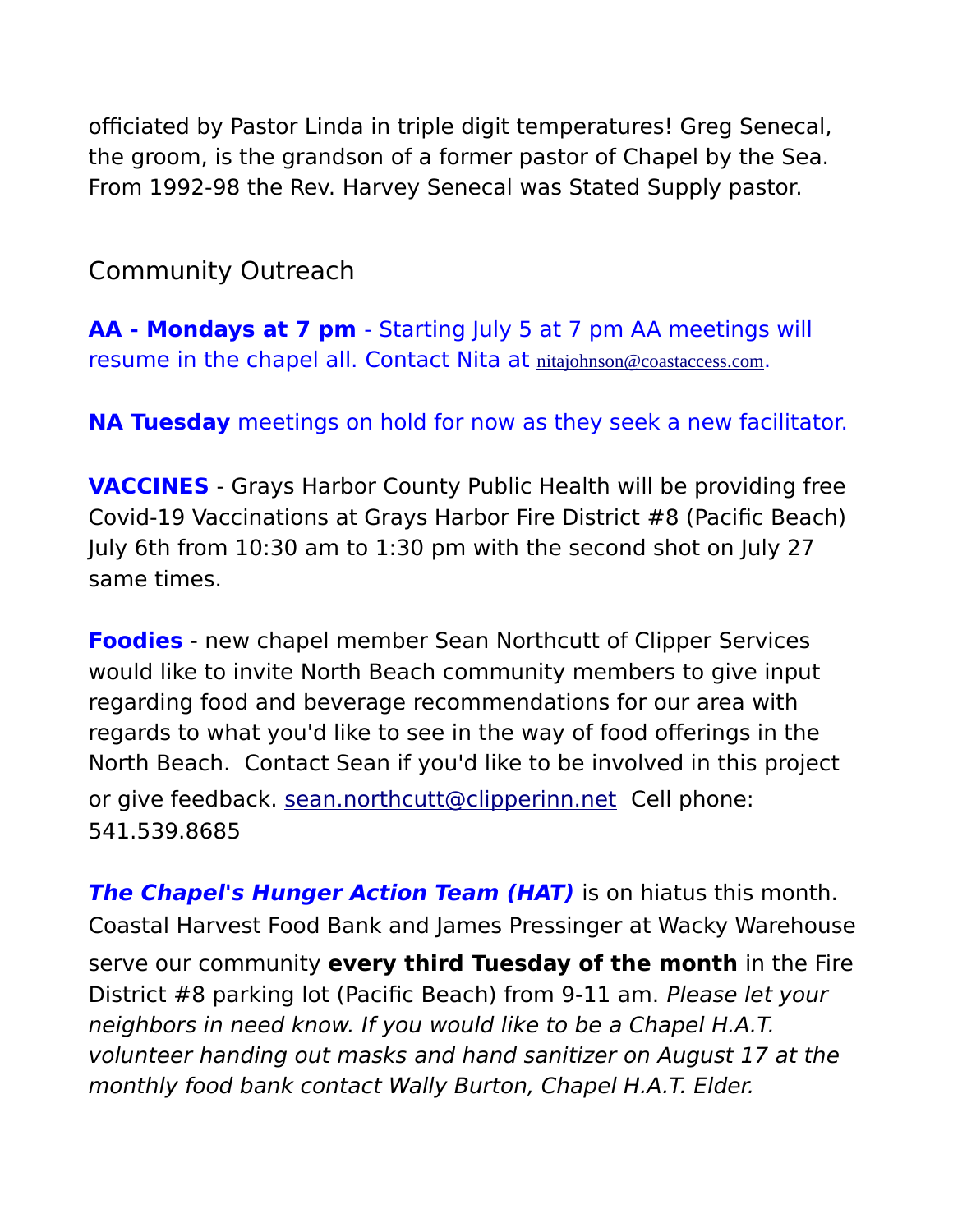officiated by Pastor Linda in triple digit temperatures! Greg Senecal, the groom, is the grandson of a former pastor of Chapel by the Sea. From 1992-98 the Rev. Harvey Senecal was Stated Supply pastor.

## Community Outreach

**AA - Mondays at 7 pm** - Starting July 5 at 7 pm AA meetings will resume in the chapel all. Contact Nita at nitajohnson@coastaccess.com.

**NA Tuesday** meetings on hold for now as they seek a new facilitator.

**VACCINES** - Grays Harbor County Public Health will be providing free Covid-19 Vaccinations at Grays Harbor Fire District #8 (Pacific Beach) July 6th from 10:30 am to 1:30 pm with the second shot on July 27 same times.

**Foodies** - new chapel member Sean Northcutt of Clipper Services would like to invite North Beach community members to give input regarding food and beverage recommendations for our area with regards to what you'd like to see in the way of food offerings in the North Beach. Contact Sean if you'd like to be involved in this project or give feedback. sean.northcutt@clipperinn.net Cell phone: 541.539.8685

***The Chapel's Hunger Action Team (HAT)*** is on hiatus this month. Coastal Harvest Food Bank and James Pressinger at Wacky Warehouse serve our community **every third Tuesday of the month** in the Fire District #8 parking lot (Pacific Beach) from 9-11 am. *Please let your neighbors in need know. If you would like to be a Chapel H.A.T. volunteer handing out masks and hand sanitizer on August 17 at the monthly food bank contact Wally Burton, Chapel H.A.T. Elder.*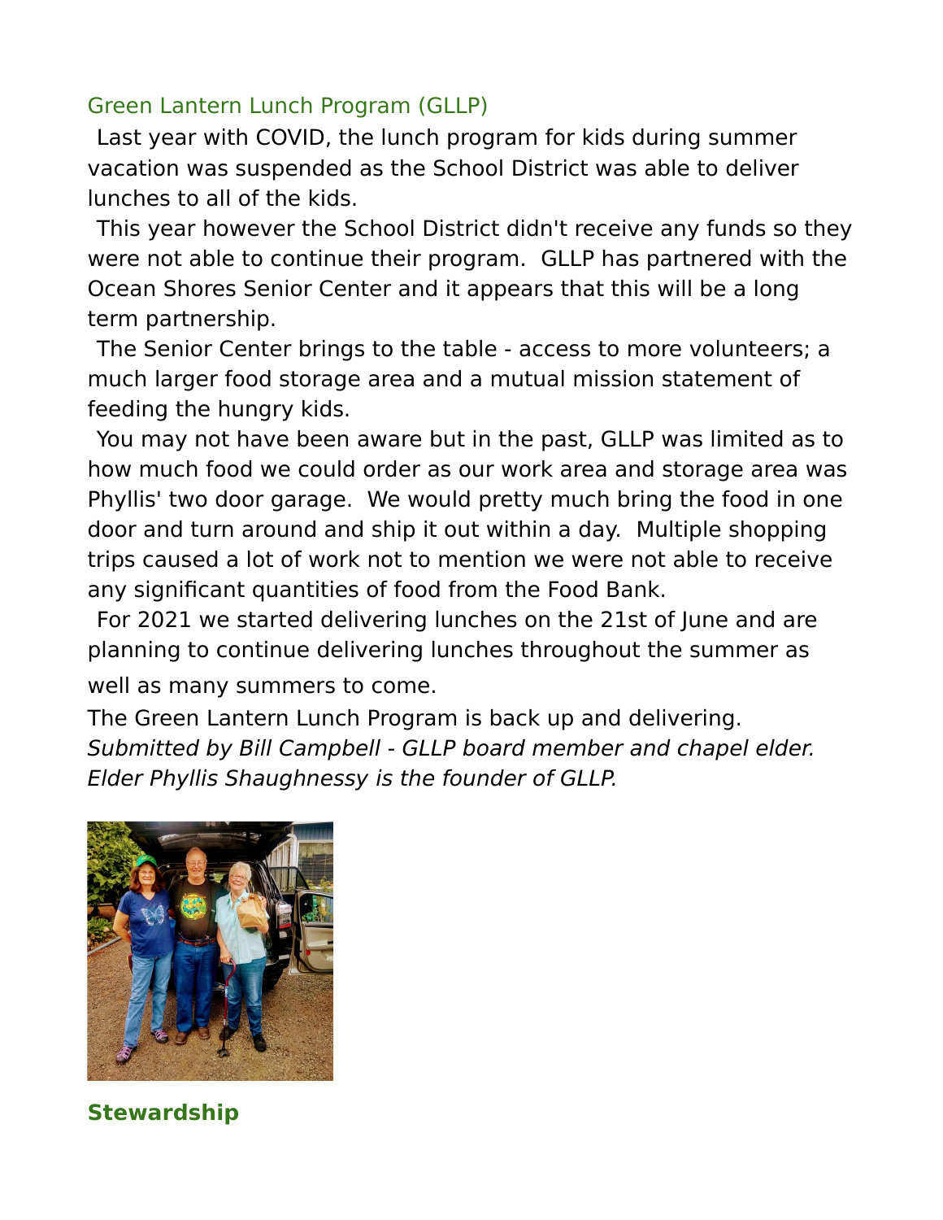## Green Lantern Lunch Program (GLLP)

Last year with COVID, the lunch program for kids during summer vacation was suspended as the School District was able to deliver lunches to all of the kids.

This year however the School District didn't receive any funds so they were not able to continue their program. GLLP has partnered with the Ocean Shores Senior Center and it appears that this will be a long term partnership.

The Senior Center brings to the table - access to more volunteers; a much larger food storage area and a mutual mission statement of feeding the hungry kids.

You may not have been aware but in the past, GLLP was limited as to how much food we could order as our work area and storage area was Phyllis' two door garage. We would pretty much bring the food in one door and turn around and ship it out within a day. Multiple shopping trips caused a lot of work not to mention we were not able to receive any significant quantities of food from the Food Bank.

For 2021 we started delivering lunches on the 21st of June and are planning to continue delivering lunches throughout the summer as well as many summers to come.

The Green Lantern Lunch Program is back up and delivering.

*Submitted by Bill Campbell - GLLP board member and chapel elder. Elder Phyllis Shaughnessy is the founder of GLLP.*

## **Stewardship**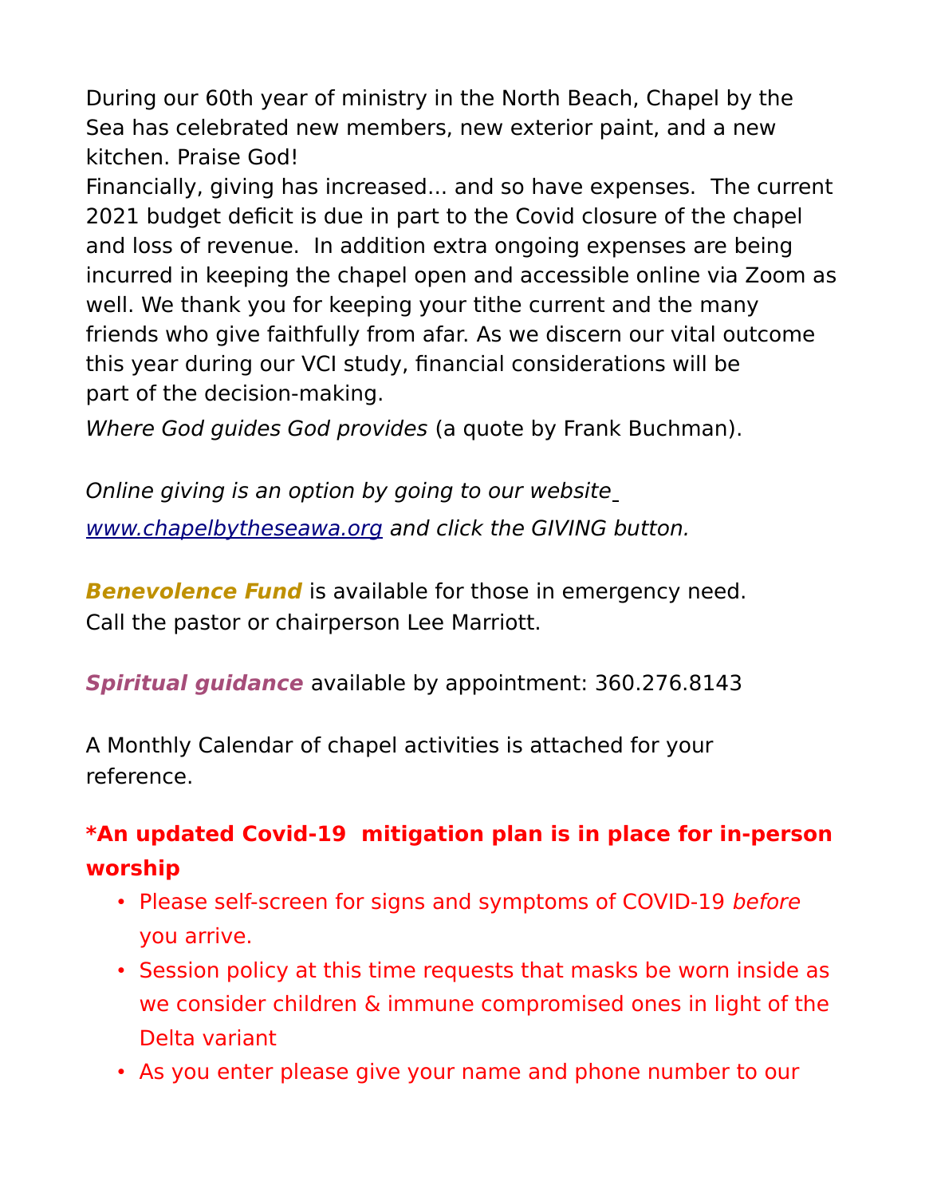During our 60th year of ministry in the North Beach, Chapel by the Sea has celebrated new members, new exterior paint, and a new kitchen. Praise God!

Financially, giving has increased... and so have expenses. The current 2021 budget deficit is due in part to the Covid closure of the chapel and loss of revenue. In addition extra ongoing expenses are being incurred in keeping the chapel open and accessible online via Zoom as well. We thank you for keeping your tithe current and the many friends who give faithfully from afar. As we discern our vital outcome this year during our VCI study, financial considerations will be part of the decision-making.

*Where God guides God provides* (a quote by Frank Buchman).

*Online giving is an option by going to our website [www.chapelbytheseawa.org](http://www.chapelbytheseawa.org) and click the GIVING button.*

***Benevolence Fund*** is available for those in emergency need. Call the pastor or chairperson Lee Marriott.

***Spiritual guidance*** available by appointment: 360.276.8143

A Monthly Calendar of chapel activities is attached for your reference.

**\*An updated Covid-19 mitigation plan is in place for in-person worship**

- Please self-screen for signs and symptoms of COVID-19 *before* you arrive.
- Session policy at this time requests that masks be worn inside as we consider children & immune compromised ones in light of the Delta variant
- As you enter please give your name and phone number to our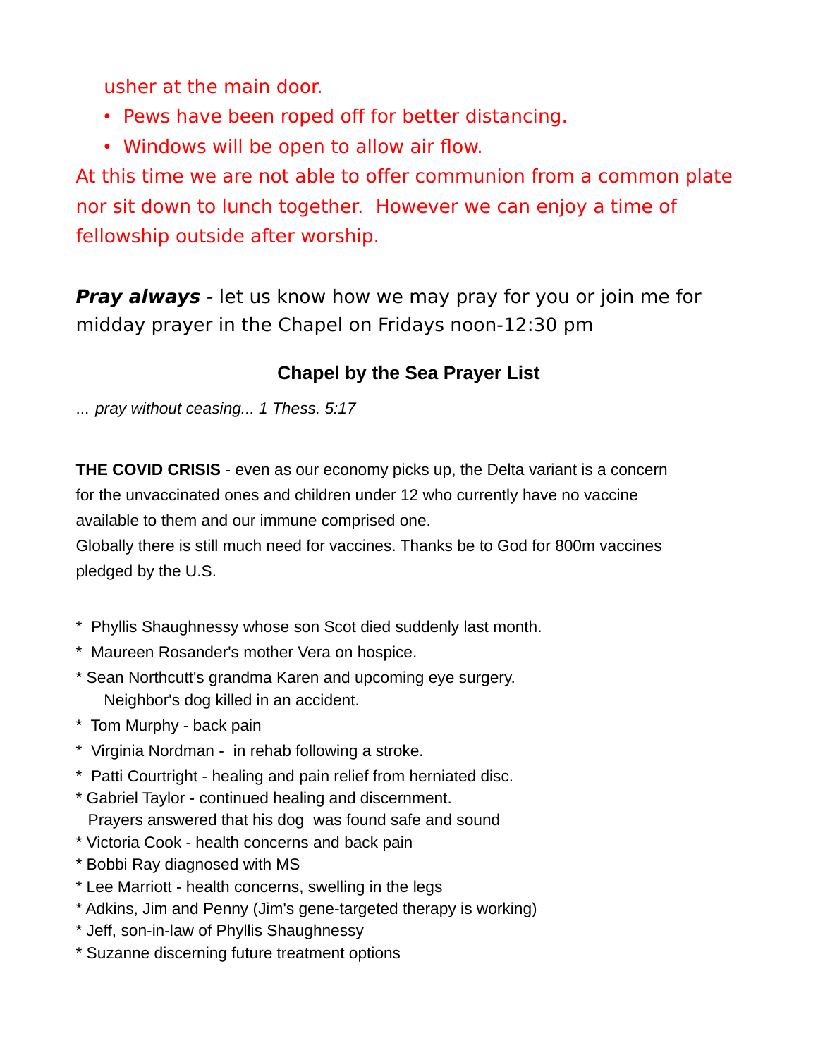usher at the main door.

- Pews have been roped off for better distancing.
- Windows will be open to allow air flow.

At this time we are not able to offer communion from a common plate nor sit down to lunch together. However we can enjoy a time of fellowship outside after worship.

***Pray always*** - let us know how we may pray for you or join me for midday prayer in the Chapel on Fridays noon-12:30 pm

## Chapel by the Sea Prayer List

*... pray without ceasing... 1 Thess. 5:17*

**THE COVID CRISIS** - even as our economy picks up, the Delta variant is a concern for the unvaccinated ones and children under 12 who currently have no vaccine available to them and our immune comprised one.
Globally there is still much need for vaccines. Thanks be to God for 800m vaccines pledged by the U.S.

* Phyllis Shaughnessy whose son Scot died suddenly last month.
* Maureen Rosander's mother Vera on hospice.
* Sean Northcutt's grandma Karen and upcoming eye surgery.
  Neighbor's dog killed in an accident.
* Tom Murphy - back pain
* Virginia Nordman - in rehab following a stroke.
* Patti Courtright - healing and pain relief from herniated disc.
* Gabriel Taylor - continued healing and discernment.
  Prayers answered that his dog was found safe and sound
* Victoria Cook - health concerns and back pain
* Bobbi Ray diagnosed with MS
* Lee Marriott - health concerns, swelling in the legs
* Adkins, Jim and Penny (Jim's gene-targeted therapy is working)
* Jeff, son-in-law of Phyllis Shaughnessy
* Suzanne discerning future treatment options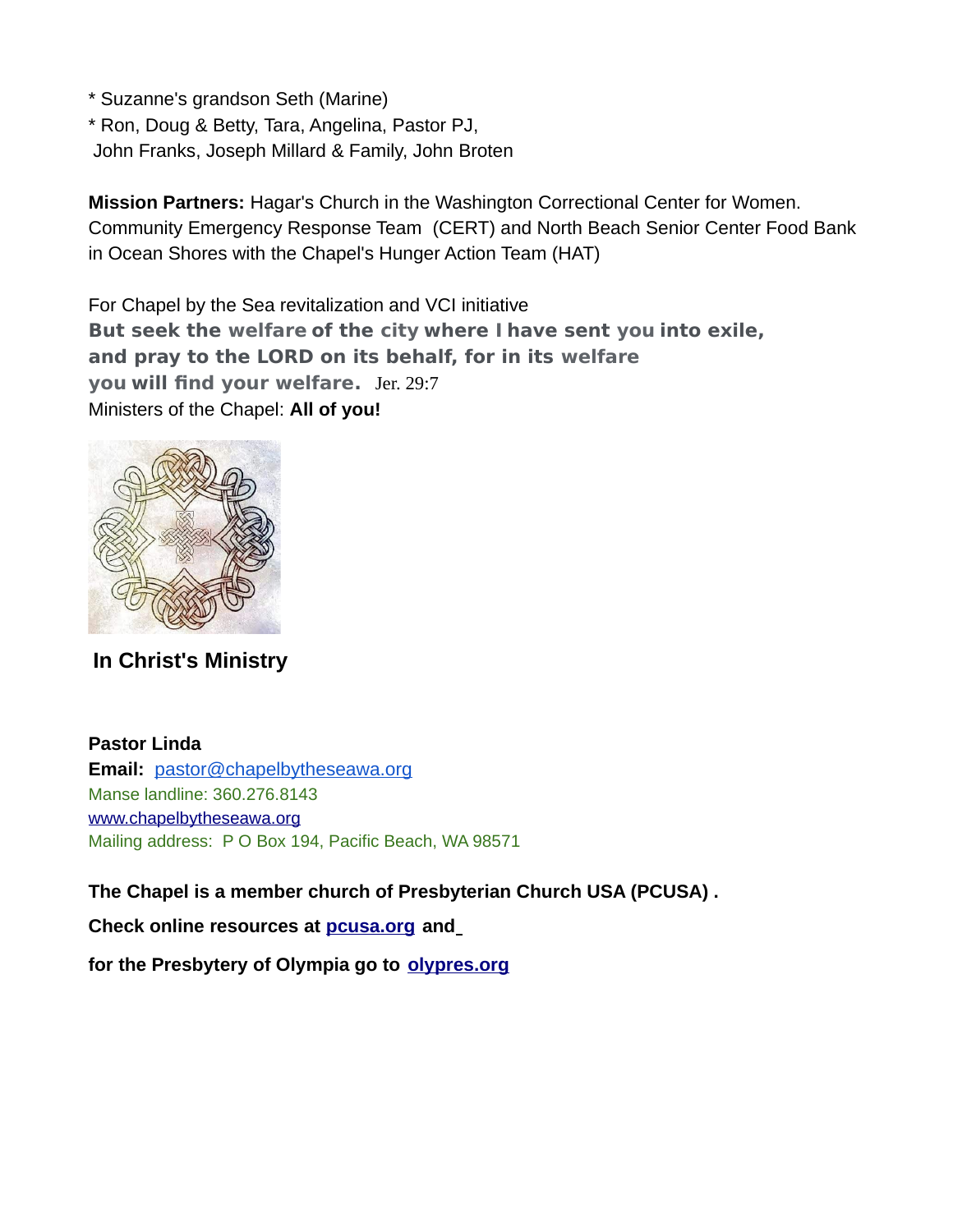* Suzanne's grandson Seth (Marine)
* Ron, Doug & Betty, Tara, Angelina, Pastor PJ,
John Franks, Joseph Millard & Family, John Broten

**Mission Partners:** Hagar's Church in the Washington Correctional Center for Women. Community Emergency Response Team (CERT) and North Beach Senior Center Food Bank in Ocean Shores with the Chapel's Hunger Action Team (HAT)

For Chapel by the Sea revitalization and VCI initiative
**But seek the welfare of the city where I have sent you into exile, and pray to the LORD on its behalf, for in its welfare you will find your welfare.** Jer. 29:7
Ministers of the Chapel: **All of you!**

**In Christ's Ministry**

**Pastor Linda**
**Email:** pastor@chapelbytheseawa.org
Manse landline: 360.276.8143
www.chapelbytheseawa.org
Mailing address: P O Box 194, Pacific Beach, WA 98571

**The Chapel is a member church of Presbyterian Church USA (PCUSA) .**

**Check online resources at pcusa.org and**

**for the Presbytery of Olympia go to olypres.org**